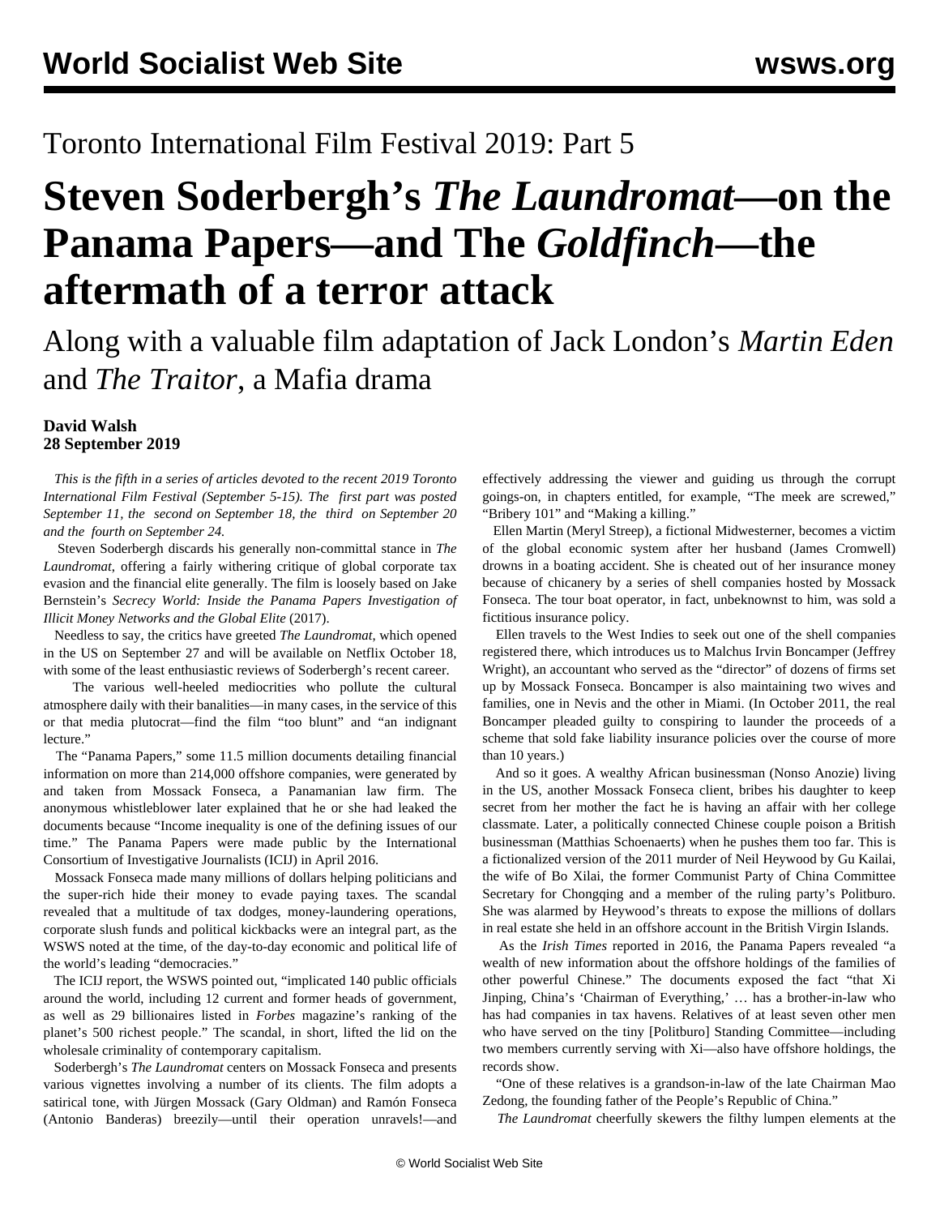Toronto International Film Festival 2019: Part 5

# Steven Soderbergh's *The Laundromat*—on the Panama Papers—and The *Goldfinch*—the aftermath of a terror attack

## Along with a valuable film adaptation of Jack London's *Martin Eden* and *The Traitor*, a Mafia drama

**David Walsh**
**28 September 2019**

*This is the fifth in a series of articles devoted to the recent 2019 Toronto International Film Festival (September 5-15). The first part was posted September 11, the second on September 18, the third on September 20 and the fourth on September 24.*

Steven Soderbergh discards his generally non-committal stance in *The Laundromat*, offering a fairly withering critique of global corporate tax evasion and the financial elite generally. The film is loosely based on Jake Bernstein's *Secrecy World: Inside the Panama Papers Investigation of Illicit Money Networks and the Global Elite* (2017).

Needless to say, the critics have greeted *The Laundromat*, which opened in the US on September 27 and will be available on Netflix October 18, with some of the least enthusiastic reviews of Soderbergh's recent career.

The various well-heeled mediocrities who pollute the cultural atmosphere daily with their banalities—in many cases, in the service of this or that media plutocrat—find the film "too blunt" and "an indignant lecture."

The "Panama Papers," some 11.5 million documents detailing financial information on more than 214,000 offshore companies, were generated by and taken from Mossack Fonseca, a Panamanian law firm. The anonymous whistleblower later explained that he or she had leaked the documents because "Income inequality is one of the defining issues of our time." The Panama Papers were made public by the International Consortium of Investigative Journalists (ICIJ) in April 2016.

Mossack Fonseca made many millions of dollars helping politicians and the super-rich hide their money to evade paying taxes. The scandal revealed that a multitude of tax dodges, money-laundering operations, corporate slush funds and political kickbacks were an integral part, as the WSWS noted at the time, of the day-to-day economic and political life of the world's leading "democracies."

The ICIJ report, the WSWS pointed out, "implicated 140 public officials around the world, including 12 current and former heads of government, as well as 29 billionaires listed in *Forbes* magazine's ranking of the planet's 500 richest people." The scandal, in short, lifted the lid on the wholesale criminality of contemporary capitalism.

Soderbergh's *The Laundromat* centers on Mossack Fonseca and presents various vignettes involving a number of its clients. The film adopts a satirical tone, with Jürgen Mossack (Gary Oldman) and Ramón Fonseca (Antonio Banderas) breezily—until their operation unravels!—and effectively addressing the viewer and guiding us through the corrupt goings-on, in chapters entitled, for example, "The meek are screwed," "Bribery 101" and "Making a killing."

Ellen Martin (Meryl Streep), a fictional Midwesterner, becomes a victim of the global economic system after her husband (James Cromwell) drowns in a boating accident. She is cheated out of her insurance money because of chicanery by a series of shell companies hosted by Mossack Fonseca. The tour boat operator, in fact, unbeknownst to him, was sold a fictitious insurance policy.

Ellen travels to the West Indies to seek out one of the shell companies registered there, which introduces us to Malchus Irvin Boncamper (Jeffrey Wright), an accountant who served as the "director" of dozens of firms set up by Mossack Fonseca. Boncamper is also maintaining two wives and families, one in Nevis and the other in Miami. (In October 2011, the real Boncamper pleaded guilty to conspiring to launder the proceeds of a scheme that sold fake liability insurance policies over the course of more than 10 years.)

And so it goes. A wealthy African businessman (Nonso Anozie) living in the US, another Mossack Fonseca client, bribes his daughter to keep secret from her mother the fact he is having an affair with her college classmate. Later, a politically connected Chinese couple poison a British businessman (Matthias Schoenaerts) when he pushes them too far. This is a fictionalized version of the 2011 murder of Neil Heywood by Gu Kailai, the wife of Bo Xilai, the former Communist Party of China Committee Secretary for Chongqing and a member of the ruling party's Politburo. She was alarmed by Heywood's threats to expose the millions of dollars in real estate she held in an offshore account in the British Virgin Islands.

As the *Irish Times* reported in 2016, the Panama Papers revealed "a wealth of new information about the offshore holdings of the families of other powerful Chinese." The documents exposed the fact "that Xi Jinping, China's 'Chairman of Everything,' … has a brother-in-law who has had companies in tax havens. Relatives of at least seven other men who have served on the tiny [Politburo] Standing Committee—including two members currently serving with Xi—also have offshore holdings, the records show.

"One of these relatives is a grandson-in-law of the late Chairman Mao Zedong, the founding father of the People's Republic of China."

*The Laundromat* cheerfully skewers the filthy lumpen elements at the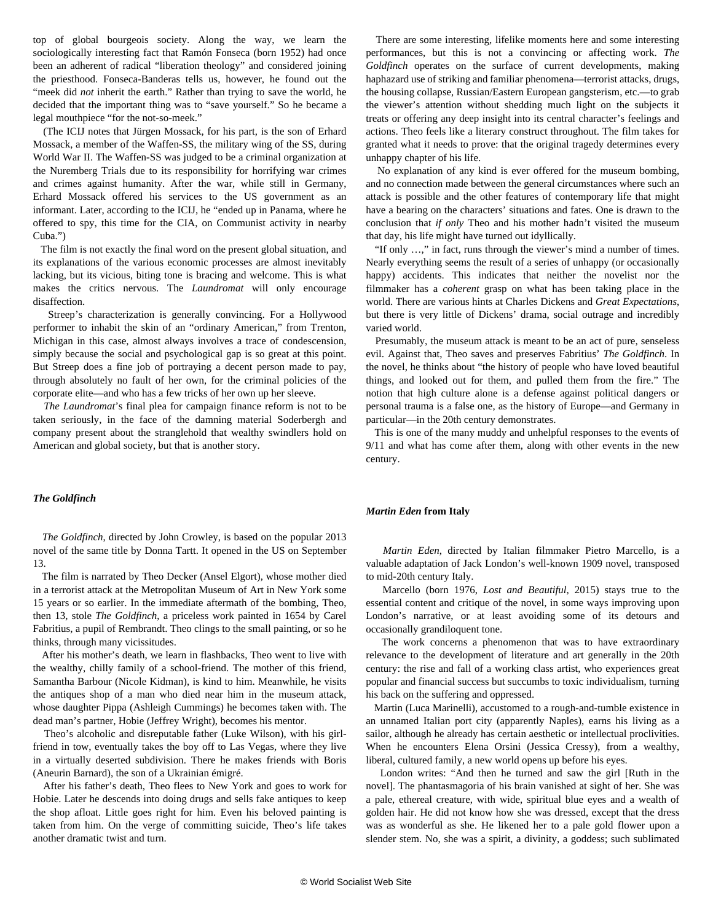top of global bourgeois society. Along the way, we learn the sociologically interesting fact that Ramón Fonseca (born 1952) had once been an adherent of radical "liberation theology" and considered joining the priesthood. Fonseca-Banderas tells us, however, he found out the "meek did *not* inherit the earth." Rather than trying to save the world, he decided that the important thing was to "save yourself." So he became a legal mouthpiece "for the not-so-meek."

(The ICIJ notes that Jürgen Mossack, for his part, is the son of Erhard Mossack, a member of the Waffen-SS, the military wing of the SS, during World War II. The Waffen-SS was judged to be a criminal organization at the Nuremberg Trials due to its responsibility for horrifying war crimes and crimes against humanity. After the war, while still in Germany, Erhard Mossack offered his services to the US government as an informant. Later, according to the ICIJ, he "ended up in Panama, where he offered to spy, this time for the CIA, on Communist activity in nearby Cuba.")

The film is not exactly the final word on the present global situation, and its explanations of the various economic processes are almost inevitably lacking, but its vicious, biting tone is bracing and welcome. This is what makes the critics nervous. The *Laundromat* will only encourage disaffection.

Streep's characterization is generally convincing. For a Hollywood performer to inhabit the skin of an "ordinary American," from Trenton, Michigan in this case, almost always involves a trace of condescension, simply because the social and psychological gap is so great at this point. But Streep does a fine job of portraying a decent person made to pay, through absolutely no fault of her own, for the criminal policies of the corporate elite—and who has a few tricks of her own up her sleeve.

*The Laundromat*'s final plea for campaign finance reform is not to be taken seriously, in the face of the damning material Soderbergh and company present about the stranglehold that wealthy swindlers hold on American and global society, but that is another story.

## *The Goldfinch*

*The Goldfinch*, directed by John Crowley, is based on the popular 2013 novel of the same title by Donna Tartt. It opened in the US on September 13.

The film is narrated by Theo Decker (Ansel Elgort), whose mother died in a terrorist attack at the Metropolitan Museum of Art in New York some 15 years or so earlier. In the immediate aftermath of the bombing, Theo, then 13, stole *The Goldfinch*, a priceless work painted in 1654 by Carel Fabritius, a pupil of Rembrandt. Theo clings to the small painting, or so he thinks, through many vicissitudes.

After his mother's death, we learn in flashbacks, Theo went to live with the wealthy, chilly family of a school-friend. The mother of this friend, Samantha Barbour (Nicole Kidman), is kind to him. Meanwhile, he visits the antiques shop of a man who died near him in the museum attack, whose daughter Pippa (Ashleigh Cummings) he becomes taken with. The dead man's partner, Hobie (Jeffrey Wright), becomes his mentor.

Theo's alcoholic and disreputable father (Luke Wilson), with his girl-friend in tow, eventually takes the boy off to Las Vegas, where they live in a virtually deserted subdivision. There he makes friends with Boris (Aneurin Barnard), the son of a Ukrainian émigré.

After his father's death, Theo flees to New York and goes to work for Hobie. Later he descends into doing drugs and sells fake antiques to keep the shop afloat. Little goes right for him. Even his beloved painting is taken from him. On the verge of committing suicide, Theo's life takes another dramatic twist and turn.

There are some interesting, lifelike moments here and some interesting performances, but this is not a convincing or affecting work. *The Goldfinch* operates on the surface of current developments, making haphazard use of striking and familiar phenomena—terrorist attacks, drugs, the housing collapse, Russian/Eastern European gangsterism, etc.—to grab the viewer's attention without shedding much light on the subjects it treats or offering any deep insight into its central character's feelings and actions. Theo feels like a literary construct throughout. The film takes for granted what it needs to prove: that the original tragedy determines every unhappy chapter of his life.

No explanation of any kind is ever offered for the museum bombing, and no connection made between the general circumstances where such an attack is possible and the other features of contemporary life that might have a bearing on the characters' situations and fates. One is drawn to the conclusion that *if only* Theo and his mother hadn't visited the museum that day, his life might have turned out idyllically.

"If only …," in fact, runs through the viewer's mind a number of times. Nearly everything seems the result of a series of unhappy (or occasionally happy) accidents. This indicates that neither the novelist nor the filmmaker has a *coherent* grasp on what has been taking place in the world. There are various hints at Charles Dickens and *Great Expectations*, but there is very little of Dickens' drama, social outrage and incredibly varied world.

Presumably, the museum attack is meant to be an act of pure, senseless evil. Against that, Theo saves and preserves Fabritius' *The Goldfinch*. In the novel, he thinks about "the history of people who have loved beautiful things, and looked out for them, and pulled them from the fire." The notion that high culture alone is a defense against political dangers or personal trauma is a false one, as the history of Europe—and Germany in particular—in the 20th century demonstrates.

This is one of the many muddy and unhelpful responses to the events of 9/11 and what has come after them, along with other events in the new century.

## *Martin Eden* from Italy

*Martin Eden*, directed by Italian filmmaker Pietro Marcello, is a valuable adaptation of Jack London's well-known 1909 novel, transposed to mid-20th century Italy.

Marcello (born 1976, *Lost and Beautiful*, 2015) stays true to the essential content and critique of the novel, in some ways improving upon London's narrative, or at least avoiding some of its detours and occasionally grandiloquent tone.

The work concerns a phenomenon that was to have extraordinary relevance to the development of literature and art generally in the 20th century: the rise and fall of a working class artist, who experiences great popular and financial success but succumbs to toxic individualism, turning his back on the suffering and oppressed.

Martin (Luca Marinelli), accustomed to a rough-and-tumble existence in an unnamed Italian port city (apparently Naples), earns his living as a sailor, although he already has certain aesthetic or intellectual proclivities. When he encounters Elena Orsini (Jessica Cressy), from a wealthy, liberal, cultured family, a new world opens up before his eyes.

London writes: "And then he turned and saw the girl [Ruth in the novel]. The phantasmagoria of his brain vanished at sight of her. She was a pale, ethereal creature, with wide, spiritual blue eyes and a wealth of golden hair. He did not know how she was dressed, except that the dress was as wonderful as she. He likened her to a pale gold flower upon a slender stem. No, she was a spirit, a divinity, a goddess; such sublimated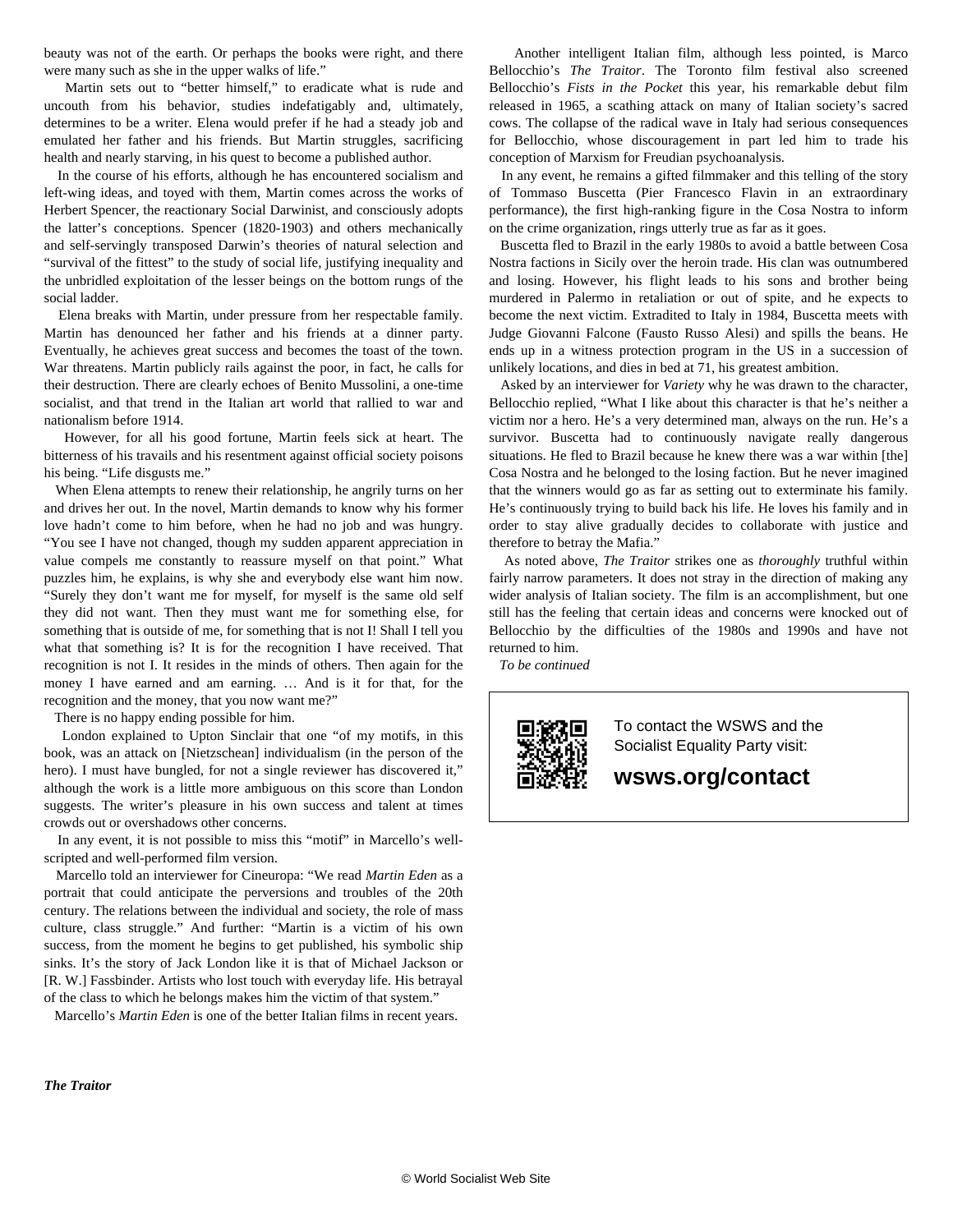beauty was not of the earth. Or perhaps the books were right, and there were many such as she in the upper walks of life."

Martin sets out to "better himself," to eradicate what is rude and uncouth from his behavior, studies indefatigably and, ultimately, determines to be a writer. Elena would prefer if he had a steady job and emulated her father and his friends. But Martin struggles, sacrificing health and nearly starving, in his quest to become a published author.

In the course of his efforts, although he has encountered socialism and left-wing ideas, and toyed with them, Martin comes across the works of Herbert Spencer, the reactionary Social Darwinist, and consciously adopts the latter's conceptions. Spencer (1820-1903) and others mechanically and self-servingly transposed Darwin's theories of natural selection and "survival of the fittest" to the study of social life, justifying inequality and the unbridled exploitation of the lesser beings on the bottom rungs of the social ladder.

Elena breaks with Martin, under pressure from her respectable family. Martin has denounced her father and his friends at a dinner party. Eventually, he achieves great success and becomes the toast of the town. War threatens. Martin publicly rails against the poor, in fact, he calls for their destruction. There are clearly echoes of Benito Mussolini, a one-time socialist, and that trend in the Italian art world that rallied to war and nationalism before 1914.

However, for all his good fortune, Martin feels sick at heart. The bitterness of his travails and his resentment against official society poisons his being. "Life disgusts me."

When Elena attempts to renew their relationship, he angrily turns on her and drives her out. In the novel, Martin demands to know why his former love hadn't come to him before, when he had no job and was hungry. "You see I have not changed, though my sudden apparent appreciation in value compels me constantly to reassure myself on that point." What puzzles him, he explains, is why she and everybody else want him now. "Surely they don't want me for myself, for myself is the same old self they did not want. Then they must want me for something else, for something that is outside of me, for something that is not I! Shall I tell you what that something is? It is for the recognition I have received. That recognition is not I. It resides in the minds of others. Then again for the money I have earned and am earning. … And is it for that, for the recognition and the money, that you now want me?"

There is no happy ending possible for him.

London explained to Upton Sinclair that one "of my motifs, in this book, was an attack on [Nietzschean] individualism (in the person of the hero). I must have bungled, for not a single reviewer has discovered it," although the work is a little more ambiguous on this score than London suggests. The writer's pleasure in his own success and talent at times crowds out or overshadows other concerns.

In any event, it is not possible to miss this "motif" in Marcello's well-scripted and well-performed film version.

Marcello told an interviewer for Cineuropa: "We read *Martin Eden* as a portrait that could anticipate the perversions and troubles of the 20th century. The relations between the individual and society, the role of mass culture, class struggle." And further: "Martin is a victim of his own success, from the moment he begins to get published, his symbolic ship sinks. It's the story of Jack London like it is that of Michael Jackson or [R. W.] Fassbinder. Artists who lost touch with everyday life. His betrayal of the class to which he belongs makes him the victim of that system."

Marcello's *Martin Eden* is one of the better Italian films in recent years.

***The Traitor***

Another intelligent Italian film, although less pointed, is Marco Bellocchio's *The Traitor*. The Toronto film festival also screened Bellocchio's *Fists in the Pocket* this year, his remarkable debut film released in 1965, a scathing attack on many of Italian society's sacred cows. The collapse of the radical wave in Italy had serious consequences for Bellocchio, whose discouragement in part led him to trade his conception of Marxism for Freudian psychoanalysis.

In any event, he remains a gifted filmmaker and this telling of the story of Tommaso Buscetta (Pier Francesco Flavin in an extraordinary performance), the first high-ranking figure in the Cosa Nostra to inform on the crime organization, rings utterly true as far as it goes.

Buscetta fled to Brazil in the early 1980s to avoid a battle between Cosa Nostra factions in Sicily over the heroin trade. His clan was outnumbered and losing. However, his flight leads to his sons and brother being murdered in Palermo in retaliation or out of spite, and he expects to become the next victim. Extradited to Italy in 1984, Buscetta meets with Judge Giovanni Falcone (Fausto Russo Alesi) and spills the beans. He ends up in a witness protection program in the US in a succession of unlikely locations, and dies in bed at 71, his greatest ambition.

Asked by an interviewer for *Variety* why he was drawn to the character, Bellocchio replied, "What I like about this character is that he's neither a victim nor a hero. He's a very determined man, always on the run. He's a survivor. Buscetta had to continuously navigate really dangerous situations. He fled to Brazil because he knew there was a war within [the] Cosa Nostra and he belonged to the losing faction. But he never imagined that the winners would go as far as setting out to exterminate his family. He's continuously trying to build back his life. He loves his family and in order to stay alive gradually decides to collaborate with justice and therefore to betray the Mafia."

As noted above, *The Traitor* strikes one as *thoroughly* truthful within fairly narrow parameters. It does not stray in the direction of making any wider analysis of Italian society. The film is an accomplishment, but one still has the feeling that certain ideas and concerns were knocked out of Bellocchio by the difficulties of the 1980s and 1990s and have not returned to him.

*To be continued*

To contact the WSWS and the Socialist Equality Party visit:

**wsws.org/contact**